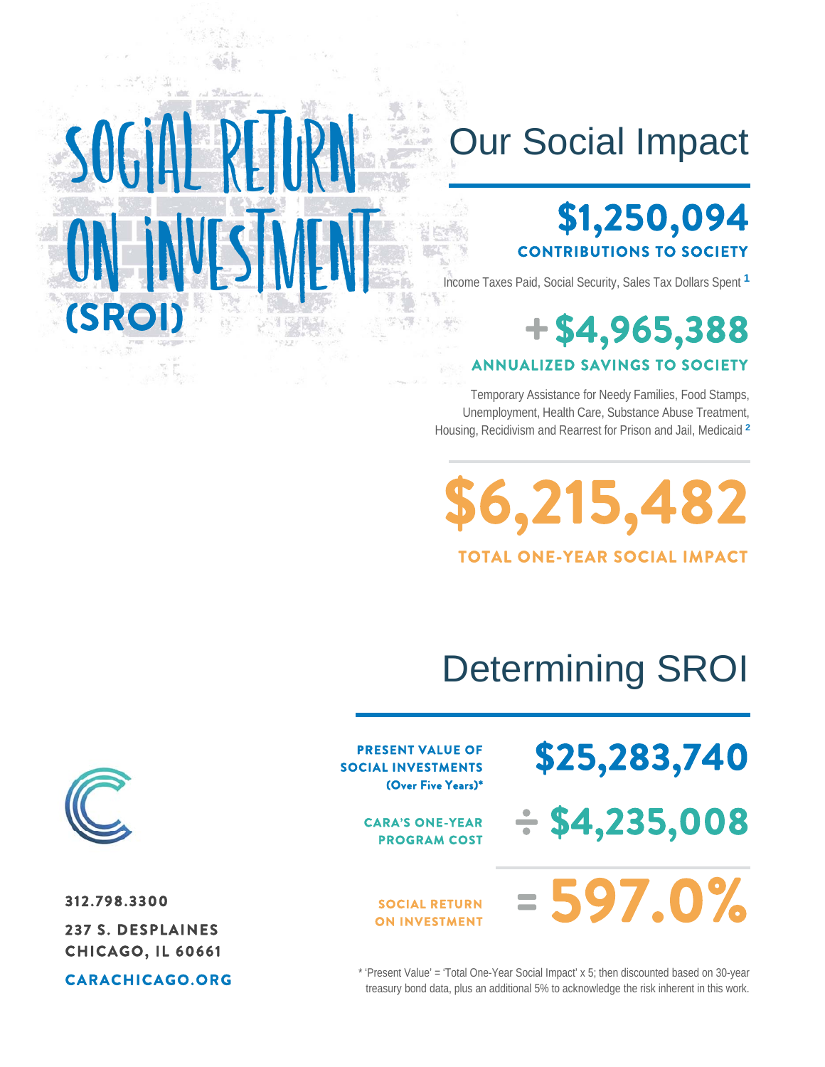# SOCIAL RETURN ON INVESTMENT (SROI)

## Our Social Impact

**$1,250,094**

**CONTRIBUTIONS TO SOCIETY**

Income Taxes Paid, Social Security, Sales Tax Dollars Spent [1]

**+ $4,965,388**

**ANNUALIZED SAVINGS TO SOCIETY**

Temporary Assistance for Needy Families, Food Stamps, Unemployment, Health Care, Substance Abuse Treatment, Housing, Recidivism and Rearrest for Prison and Jail, Medicaid [2]

**$6,215,482**

**TOTAL ONE-YEAR SOCIAL IMPACT**

## Determining SROI

| | |
|---|---|
| **PRESENT VALUE OF SOCIAL INVESTMENTS (Over Five Years)*** | **$25,283,740** |
| **CARA'S ONE-YEAR PROGRAM COST** | **÷ $4,235,008** |
| **SOCIAL RETURN ON INVESTMENT** | **= 597.0%** |

* 'Present Value' = 'Total One-Year Social Impact' x 5; then discounted based on 30-year treasury bond data, plus an additional 5% to acknowledge the risk inherent in this work.

312.798.3300

237 S. DESPLAINES
CHICAGO, IL 60661

CARACHICAGO.ORG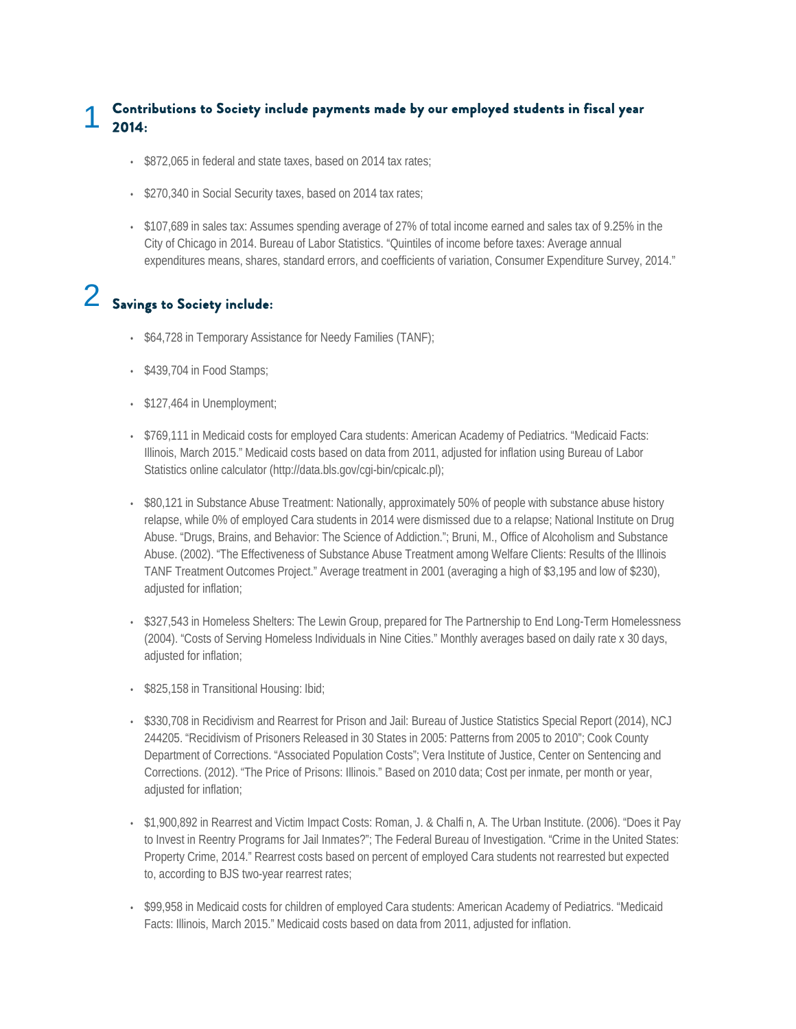## 1 Contributions to Society include payments made by our employed students in fiscal year 2014:

- $872,065 in federal and state taxes, based on 2014 tax rates;
- $270,340 in Social Security taxes, based on 2014 tax rates;
- $107,689 in sales tax: Assumes spending average of 27% of total income earned and sales tax of 9.25% in the City of Chicago in 2014. Bureau of Labor Statistics. "Quintiles of income before taxes: Average annual expenditures means, shares, standard errors, and coefficients of variation, Consumer Expenditure Survey, 2014."

## 2 Savings to Society include:

- $64,728 in Temporary Assistance for Needy Families (TANF);
- $439,704 in Food Stamps;
- $127,464 in Unemployment;
- $769,111 in Medicaid costs for employed Cara students: American Academy of Pediatrics. "Medicaid Facts: Illinois, March 2015." Medicaid costs based on data from 2011, adjusted for inflation using Bureau of Labor Statistics online calculator (http://data.bls.gov/cgi-bin/cpicalc.pl);
- $80,121 in Substance Abuse Treatment: Nationally, approximately 50% of people with substance abuse history relapse, while 0% of employed Cara students in 2014 were dismissed due to a relapse; National Institute on Drug Abuse. "Drugs, Brains, and Behavior: The Science of Addiction."; Bruni, M., Office of Alcoholism and Substance Abuse. (2002). "The Effectiveness of Substance Abuse Treatment among Welfare Clients: Results of the Illinois TANF Treatment Outcomes Project." Average treatment in 2001 (averaging a high of $3,195 and low of $230), adjusted for inflation;
- $327,543 in Homeless Shelters: The Lewin Group, prepared for The Partnership to End Long-Term Homelessness (2004). "Costs of Serving Homeless Individuals in Nine Cities." Monthly averages based on daily rate x 30 days, adjusted for inflation;
- $825,158 in Transitional Housing: Ibid;
- $330,708 in Recidivism and Rearrest for Prison and Jail: Bureau of Justice Statistics Special Report (2014), NCJ 244205. "Recidivism of Prisoners Released in 30 States in 2005: Patterns from 2005 to 2010"; Cook County Department of Corrections. "Associated Population Costs"; Vera Institute of Justice, Center on Sentencing and Corrections. (2012). "The Price of Prisons: Illinois." Based on 2010 data; Cost per inmate, per month or year, adjusted for inflation;
- $1,900,892 in Rearrest and Victim Impact Costs: Roman, J. & Chalfi n, A. The Urban Institute. (2006). "Does it Pay to Invest in Reentry Programs for Jail Inmates?"; The Federal Bureau of Investigation. "Crime in the United States: Property Crime, 2014." Rearrest costs based on percent of employed Cara students not rearrested but expected to, according to BJS two-year rearrest rates;
- $99,958 in Medicaid costs for children of employed Cara students: American Academy of Pediatrics. "Medicaid Facts: Illinois, March 2015." Medicaid costs based on data from 2011, adjusted for inflation.